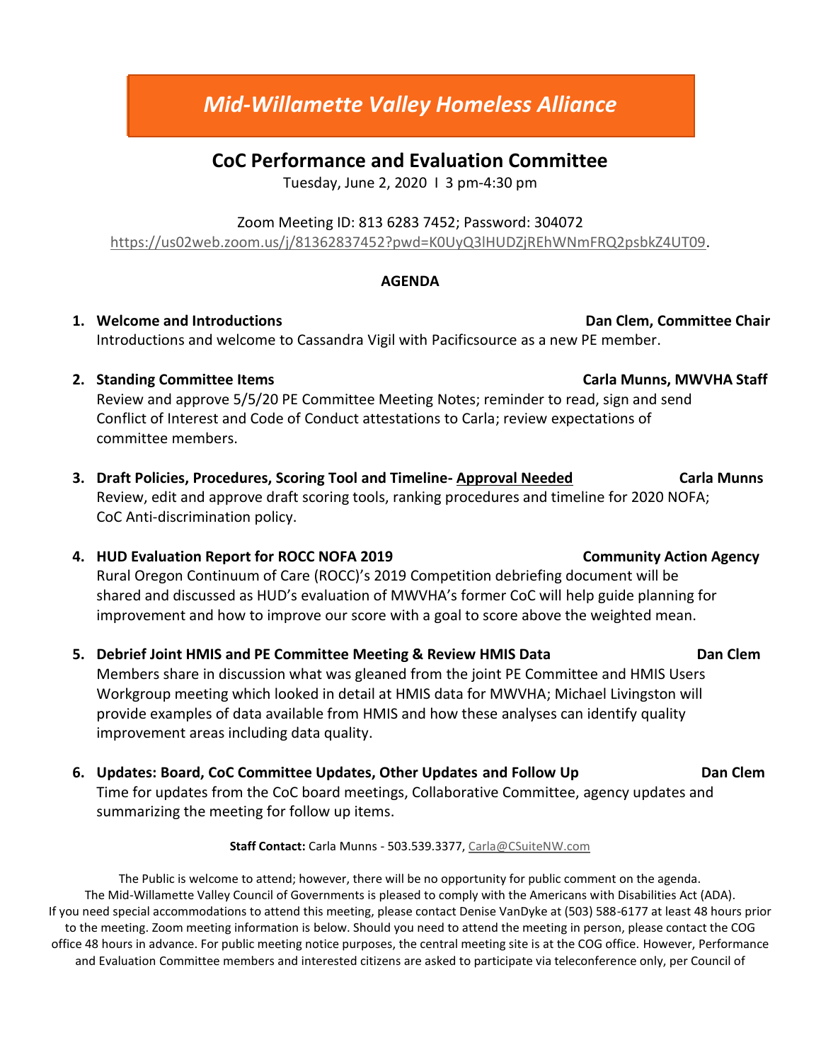# *Mid-Willamette Valley Homeless Alliance*

## CoC Performance and Evaluation Committee

Tuesday, June 2, 2020 I 3 pm-4:30 pm

Zoom Meeting ID: 813 6283 7452; Password: 304072
https://us02web.zoom.us/j/81362837452?pwd=K0UyQ3lHUDZjREhWNmFRQ2psbkZ4UT09.

**AGENDA**

1. **Welcome and Introductions** — **Dan Clem, Committee Chair**
   Introductions and welcome to Cassandra Vigil with Pacificsource as a new PE member.

2. **Standing Committee Items** — **Carla Munns, MWVHA Staff**
   Review and approve 5/5/20 PE Committee Meeting Notes; reminder to read, sign and send Conflict of Interest and Code of Conduct attestations to Carla; review expectations of committee members.

3. **Draft Policies, Procedures, Scoring Tool and Timeline- Approval Needed** — **Carla Munns**
   Review, edit and approve draft scoring tools, ranking procedures and timeline for 2020 NOFA; CoC Anti-discrimination policy.

4. **HUD Evaluation Report for ROCC NOFA 2019** — **Community Action Agency**
   Rural Oregon Continuum of Care (ROCC)'s 2019 Competition debriefing document will be shared and discussed as HUD's evaluation of MWVHA's former CoC will help guide planning for improvement and how to improve our score with a goal to score above the weighted mean.

5. **Debrief Joint HMIS and PE Committee Meeting & Review HMIS Data** — **Dan Clem**
   Members share in discussion what was gleaned from the joint PE Committee and HMIS Users Workgroup meeting which looked in detail at HMIS data for MWVHA; Michael Livingston will provide examples of data available from HMIS and how these analyses can identify quality improvement areas including data quality.

6. **Updates: Board, CoC Committee Updates, Other Updates and Follow Up** — **Dan Clem**
   Time for updates from the CoC board meetings, Collaborative Committee, agency updates and summarizing the meeting for follow up items.

**Staff Contact:** Carla Munns - 503.539.3377, Carla@CSuiteNW.com

The Public is welcome to attend; however, there will be no opportunity for public comment on the agenda. The Mid-Willamette Valley Council of Governments is pleased to comply with the Americans with Disabilities Act (ADA). If you need special accommodations to attend this meeting, please contact Denise VanDyke at (503) 588-6177 at least 48 hours prior to the meeting. Zoom meeting information is below. Should you need to attend the meeting in person, please contact the COG office 48 hours in advance. For public meeting notice purposes, the central meeting site is at the COG office. However, Performance and Evaluation Committee members and interested citizens are asked to participate via teleconference only, per Council of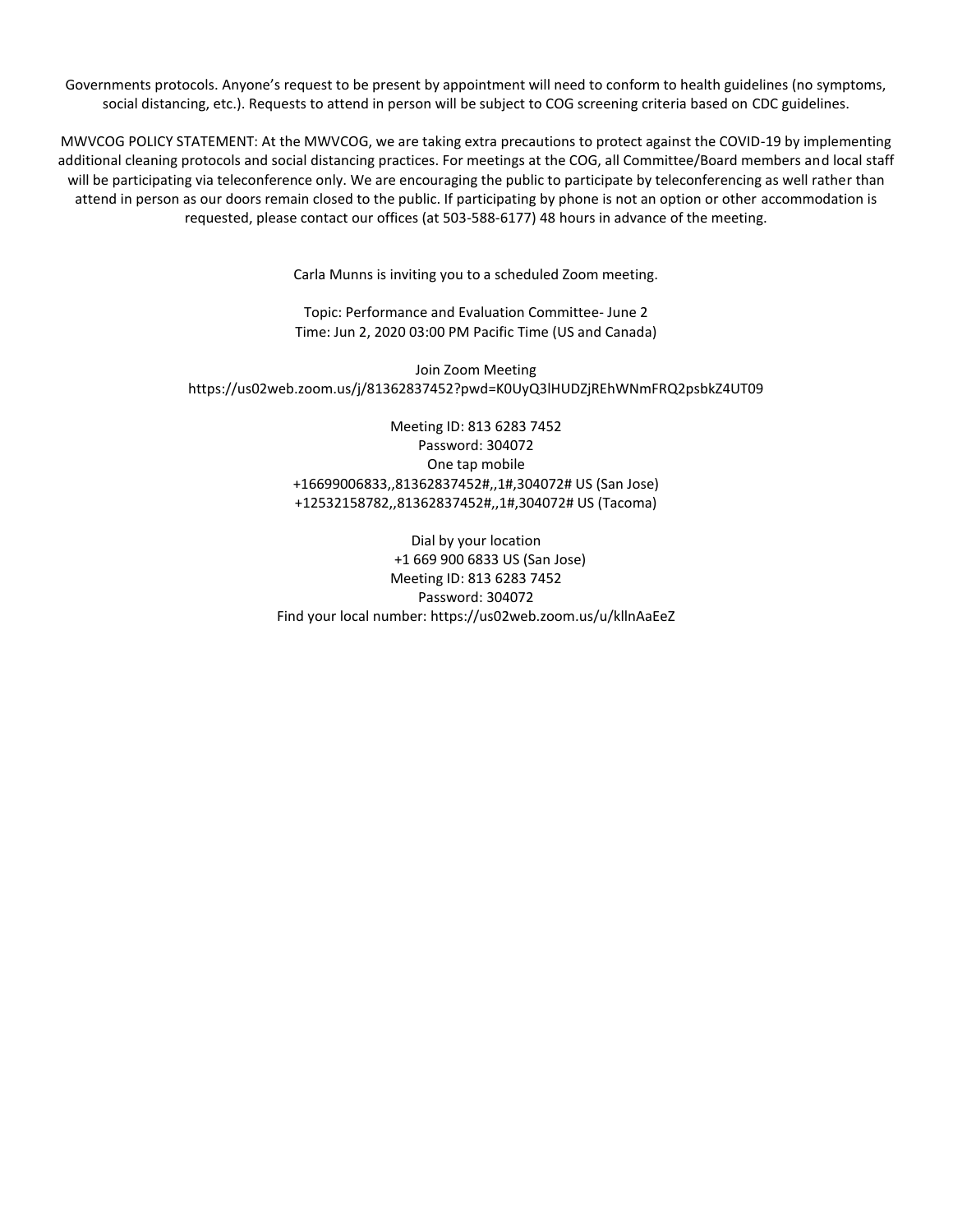Governments protocols. Anyone's request to be present by appointment will need to conform to health guidelines (no symptoms, social distancing, etc.). Requests to attend in person will be subject to COG screening criteria based on CDC guidelines.

MWVCOG POLICY STATEMENT: At the MWVCOG, we are taking extra precautions to protect against the COVID-19 by implementing additional cleaning protocols and social distancing practices. For meetings at the COG, all Committee/Board members and local staff will be participating via teleconference only. We are encouraging the public to participate by teleconferencing as well rather than attend in person as our doors remain closed to the public. If participating by phone is not an option or other accommodation is requested, please contact our offices (at 503-588-6177) 48 hours in advance of the meeting.

Carla Munns is inviting you to a scheduled Zoom meeting.

Topic: Performance and Evaluation Committee- June 2
Time: Jun 2, 2020 03:00 PM Pacific Time (US and Canada)

Join Zoom Meeting
https://us02web.zoom.us/j/81362837452?pwd=K0UyQ3lHUDZjREhWNmFRQ2psbkZ4UT09

Meeting ID: 813 6283 7452
Password: 304072
One tap mobile
+16699006833,,81362837452#,,1#,304072# US (San Jose)
+12532158782,,81362837452#,,1#,304072# US (Tacoma)

Dial by your location
+1 669 900 6833 US (San Jose)
Meeting ID: 813 6283 7452
Password: 304072
Find your local number: https://us02web.zoom.us/u/kllnAaEeZ